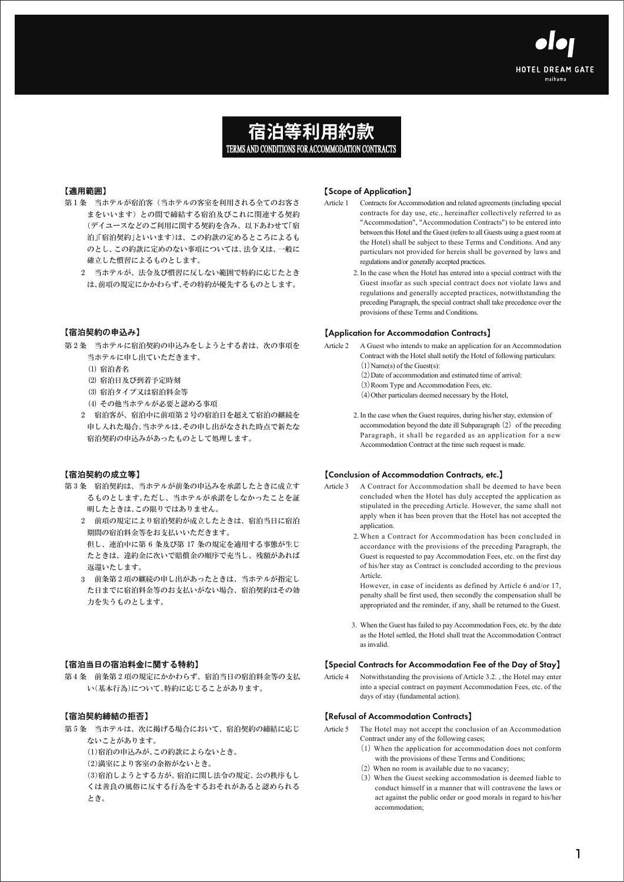HOTEL DREAM GATE
maihama

# 宿泊等利用約款

TERMS AND CONDITIONS FOR ACCOMMODATION CONTRACTS

## 【適用範囲】

第１条　当ホテルが宿泊客（当ホテルの客室を利用される全てのお客さまをいいます）との間で締結する宿泊及びこれに関連する契約（デイユースなどのご利用に関する契約を含み、以下あわせて「宿泊」「宿泊契約」といいます）は、この約款の定めるところによるものとし、この約款に定めのない事項については、法令又は、一般に確立した慣習によるものとします。

２　当ホテルが、法令及び慣習に反しない範囲で特約に応じたときは、前項の規定にかかわらず、その特約が優先するものとします。

## 【宿泊契約の申込み】

第２条　当ホテルに宿泊契約の申込みをしようとする者は、次の事項を当ホテルに申し出ていただきます。

⑴ 宿泊者名
⑵ 宿泊日及び到着予定時刻
⑶ 宿泊タイプ又は宿泊料金等
⑷ その他当ホテルが必要と認める事項

２　宿泊客が、宿泊中に前項第２号の宿泊日を超えて宿泊の継続を申し入れた場合、当ホテルは、その申し出がなされた時点で新たな宿泊契約の申込みがあったものとして処理します。

## 【宿泊契約の成立等】

第３条　宿泊契約は、当ホテルが前条の申込みを承諾したときに成立するものとします。ただし、当ホテルが承諾をしなかったことを証明したときは、この限りではありません。

２　前項の規定により宿泊契約が成立したときは、宿泊当日に宿泊期間の宿泊料金等をお支払いいただきます。
但し、連泊中に第６条及び第17条の規定を適用する事態が生じたときは、違約金に次いで賠償金の順序で充当し、残額があれば返還いたします。

３　前条第２項の継続の申し出があったときは、当ホテルが指定した日までに宿泊料金等のお支払いがない場合、宿泊契約はその効力を失うものとします。

## 【宿泊当日の宿泊料金に関する特約】

第４条　前条第２項の規定にかかわらず、宿泊当日の宿泊料金等の支払い（基本行為）について、特約に応じることがあります。

## 【宿泊契約締結の拒否】

第５条　当ホテルは、次に掲げる場合において、宿泊契約の締結に応じないことがあります。

(1)宿泊の申込みが、この約款によらないとき。
(2)満室により客室の余裕がないとき。
(3)宿泊しようとする方が、宿泊に関し法令の規定、公の秩序もしくは善良の風俗に反する行為をするおそれがあると認められるとき。

## 【Scope of Application】

Article 1　Contracts for Accommodation and related agreements (including special contracts for day use, etc., hereinafter collectively referred to as "Accommodation", "Accommodation Contracts") to be entered into between this Hotel and the Guest (refers to all Guests using a guest room at the Hotel) shall be subject to these Terms and Conditions. And any particulars not provided for herein shall be governed by laws and regulations and/or generally accepted practices.

2. In the case when the Hotel has entered into a special contract with the Guest insofar as such special contract does not violate laws and regulations and generally accepted practices, notwithstanding the preceding Paragraph, the special contract shall take precedence over the provisions of these Terms and Conditions.

## 【Application for Accommodation Contracts】

Article 2　A Guest who intends to make an application for an Accommodation Contract with the Hotel shall notify the Hotel of following particulars:

(1) Name(s) of the Guest(s):
(2) Date of accommodation and estimated time of arrival:
(3) Room Type and Accommodation Fees, etc.
(4) Other particulars deemed necessary by the Hotel,

2. In the case when the Guest requires, during his/her stay, extension of accommodation beyond the date ill Subparagraph (2) of the preceding Paragraph, it shall be regarded as an application for a new Accommodation Contract at the time such request is made.

## 【Conclusion of Accommodation Contracts, etc.】

Article 3　A Contract for Accommodation shall be deemed to have been concluded when the Hotel has duly accepted the application as stipulated in the preceding Article. However, the same shall not apply when it has been proven that the Hotel has not accepted the application.

2. When a Contract for Accommodation has been concluded in accordance with the provisions of the preceding Paragraph, the Guest is requested to pay Accommodation Fees, etc. on the first day of his/her stay as Contract is concluded according to the previous Article.
However, in case of incidents as defined by Article 6 and/or 17, penalty shall be first used, then secondly the compensation shall be appropriated and the reminder, if any, shall be returned to the Guest.

3. When the Guest has failed to pay Accommodation Fees, etc. by the date as the Hotel settled, the Hotel shall treat the Accommodation Contract as invalid.

## 【Special Contracts for Accommodation Fee of the Day of Stay】

Article 4　Notwithstanding the provisions of Article 3.2. , the Hotel may enter into a special contract on payment Accommodation Fees, etc. of the days of stay (fundamental action).

## 【Refusal of Accommodation Contracts】

Article 5　The Hotel may not accept the conclusion of an Accommodation Contract under any of the following cases;

(1) When the application for accommodation does not conform with the provisions of these Terms and Conditions;
(2) When no room is available due to no vacancy;
(3) When the Guest seeking accommodation is deemed liable to conduct himself in a manner that will contravene the laws or act against the public order or good morals in regard to his/her accommodation;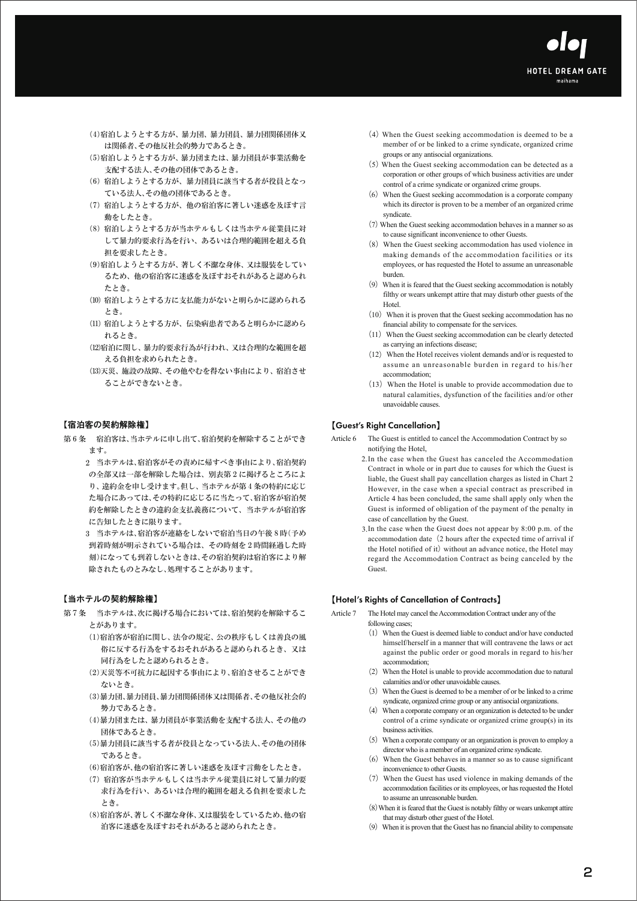(4)宿泊しようとする方が、暴力団、暴力団員、暴力団関係団体又は関係者、その他反社会的勢力であるとき。

(5)宿泊しようとする方が、暴力団または、暴力団員が事業活動を支配する法人、その他の団体であるとき。

(6) 宿泊しようとする方が、暴力団員に該当する者が役員となっている法人、その他の団体であるとき。

(7) 宿泊しようとする方が、他の宿泊客に著しい迷惑を及ぼす言動をしたとき。

(8) 宿泊しようとする方が当ホテルもしくは当ホテル従業員に対して暴力的要求行為を行い、あるいは合理的範囲を超える負担を要求したとき。

(9)宿泊しようとする方が、著しく不潔な身体、又は服装をしているため、他の宿泊客に迷惑を及ぼすおそれがあると認められたとき。

(10) 宿泊しようとする方に支払能力がないと明らかに認められるとき。

(11) 宿泊しようとする方が、伝染病患者であると明らかに認められるとき。

(12)宿泊に関し、暴力的要求行為が行われ、又は合理的な範囲を超える負担を求められたとき。

(13)天災、施設の故障、その他やむを得ない事由により、宿泊させることができないとき。

## 【宿泊客の契約解除権】

第6条　宿泊客は、当ホテルに申し出て、宿泊契約を解除することができます。

2　当ホテルは、宿泊客がその責めに帰すべき事由により、宿泊契約の全部又は一部を解除した場合は、別表第2に掲げるところにより、違約金を申し受けます。但し、当ホテルが第4条の特約に応じた場合にあっては、その特約に応じるに当たって、宿泊客が宿泊契約を解除したときの違約金支払義務について、当ホテルが宿泊客に告知したときに限ります。

3　当ホテルは、宿泊客が連絡をしないで宿泊当日の午後8時(予め到着時刻が明示されている場合は、その時刻を2時間経過した時刻)になっても到着しないときは、その宿泊契約は宿泊客により解除されたものとみなし、処理することがあります。

## 【当ホテルの契約解除権】

第7条　当ホテルは、次に掲げる場合においては、宿泊契約を解除することがあります。

(1)宿泊客が宿泊に関し、法令の規定、公の秩序もしくは善良の風俗に反する行為をするおそれがあると認められるとき、又は同行為をしたと認められるとき。

(2)天災等不可抗力に起因する事由により、宿泊させることができないとき。

(3)暴力団、暴力団員、暴力団関係団体又は関係者、その他反社会的勢力であるとき。

(4)暴力団または、暴力団員が事業活動を支配する法人、その他の団体であるとき。

(5)暴力団員に該当する者が役員となっている法人、その他の団体であるとき。

(6)宿泊客が、他の宿泊客に著しい迷惑を及ぼす言動をしたとき。

(7) 宿泊客が当ホテルもしくは当ホテル従業員に対して暴力的要求行為を行い、あるいは合理的範囲を超える負担を要求したとき。

(8)宿泊客が、著しく不潔な身体、又は服装をしているため、他の宿泊客に迷惑を及ぼすおそれがあると認められたとき。

(4) When the Guest seeking accommodation is deemed to be a member of or be linked to a crime syndicate, organized crime groups or any antisocial organizations.

(5) When the Guest seeking accommodation can be detected as a corporation or other groups of which business activities are under control of a crime syndicate or organized crime groups.

(6) When the Guest seeking accommodation is a corporate company which its director is proven to be a member of an organized crime syndicate.

(7) When the Guest seeking accommodation behaves in a manner so as to cause significant inconvenience to other Guests.

(8) When the Guest seeking accommodation has used violence in making demands of the accommodation facilities or its employees, or has requested the Hotel to assume an unreasonable burden.

(9) When it is feared that the Guest seeking accommodation is notably filthy or wears unkempt attire that may disturb other guests of the Hotel.

(10) When it is proven that the Guest seeking accommodation has no financial ability to compensate for the services.

(11) When the Guest seeking accommodation can be clearly detected as carrying an infections disease;

(12) When the Hotel receives violent demands and/or is requested to assume an unreasonable burden in regard to his/her accommodation;

(13) When the Hotel is unable to provide accommodation due to natural calamities, dysfunction of the facilities and/or other unavoidable causes.

## 【Guest's Right Cancellation】

Article 6　The Guest is entitled to cancel the Accommodation Contract by so notifying the Hotel,

2. In the case when the Guest has canceled the Accommodation Contract in whole or in part due to causes for which the Guest is liable, the Guest shall pay cancellation charges as listed in Chart 2 However, in the case when a special contract as prescribed in Article 4 has been concluded, the same shall apply only when the Guest is informed of obligation of the payment of the penalty in case of cancellation by the Guest.

3. In the case when the Guest does not appear by 8:00 p.m. of the accommodation date (2 hours after the expected time of arrival if the Hotel notified of it) without an advance notice, the Hotel may regard the Accommodation Contract as being canceled by the Guest.

## 【Hotel's Rights of Cancellation of Contracts】

Article 7　The Hotel may cancel the Accommodation Contract under any of the following cases;

(1) When the Guest is deemed liable to conduct and/or have conducted himself/herself in a manner that will contravene the laws or act against the public order or good morals in regard to his/her accommodation;

(2) When the Hotel is unable to provide accommodation due to natural calamities and/or other unavoidable causes.

(3) When the Guest is deemed to be a member of or be linked to a crime syndicate, organized crime group or any antisocial organizations.

(4) When a corporate company or an organization is detected to be under control of a crime syndicate or organized crime group(s) in its business activities.

(5) When a corporate company or an organization is proven to employ a director who is a member of an organized crime syndicate.

(6) When the Guest behaves in a manner so as to cause significant inconvenience to other Guests.

(7) When the Guest has used violence in making demands of the accommodation facilities or its employees, or has requested the Hotel to assume an unreasonable burden.

(8) When it is feared that the Guest is notably filthy or wears unkempt attire that may disturb other guest of the Hotel.

(9) When it is proven that the Guest has no financial ability to compensate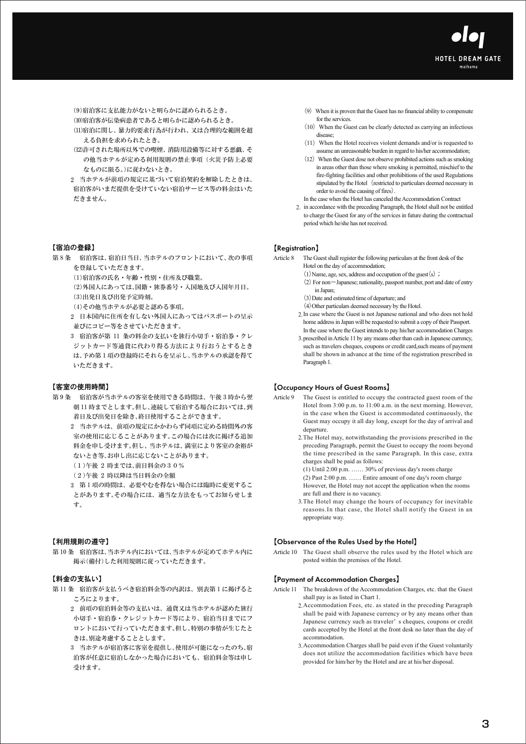(9)宿泊客に支払能力がないと明らかに認められるとき。
(10)宿泊客が伝染病患者であると明らかに認められるとき。
(11)宿泊に関し、暴力的要求行為が行われ、又は合理的な範囲を超える負担を求められたとき。
(12)許可された場所以外での喫煙、消防用設備等に対する悪戯、その他当ホテルが定める利用規則の禁止事項（火災予防上必要なものに限る。）に従わないとき。

2　当ホテルが前項の規定に基づいて宿泊契約を解除したときは、宿泊客がいまだ提供を受けていない宿泊サービス等の料金はいただきません。

## 【宿泊の登録】

第８条　宿泊客は、宿泊日当日、当ホテルのフロントにおいて、次の事項を登録していただきます。

(1)宿泊客の氏名・年齢・性別・住所及び職業。
(2)外国人にあっては、国籍・旅券番号・入国地及び入国年月日。
(3)出発日及び出発予定時刻。
(4)その他当ホテルが必要と認める事項。

2　日本国内に住所を有しない外国人にあってはパスポートの呈示並びにコピー等をさせていただきます。

3　宿泊客が第 11 条の料金の支払いを旅行小切手・宿泊券・クレジットカード等通貨に代わり得る方法により行おうとするときは、予め第１項の登録時にそれらを呈示し、当ホテルの承認を得ていただきます。

## 【客室の使用時間】

第９条　宿泊客が当ホテルの客室を使用できる時間は、午後３時から翌朝 11 時までとします。但し、連続して宿泊する場合においては、到着日及び出発日を除き、終日使用することができます。

2　当ホテルは、前項の規定にかかわらず同項に定める時間外の客室の使用に応じることがあります。この場合には次に掲げる追加料金を申し受けます。但し、当ホテルは、満室により客室の余裕がないとき等、お申し出に応じないことがあります。

(１)午後 2 時までは、前日料金の３０％
(２)午後 2 時以降は当日料金の全額

3　第１項の時間は、必要やむを得ない場合には臨時に変更することがあります。その場合には、適当な方法をもってお知らせします。

## 【利用規則の遵守】

第 10 条　宿泊客は、当ホテル内においては、当ホテルが定めてホテル内に掲示(備付)した利用規則に従っていただきます。

## 【料金の支払い】

第 11 条　宿泊客が支払うべき宿泊料金等の内訳は、別表第１に掲げるところによります。

2　前項の宿泊料金等の支払いは、通貨又は当ホテルが認めた旅行小切手・宿泊券・クレジットカード等により、宿泊当日までにフロントにおいて行っていただきます。但し、特別の事情が生じたときは、別途考慮することとします。

3　当ホテルが宿泊客に客室を提供し、使用が可能になったのち、宿泊客が任意に宿泊しなかった場合においても、宿泊料金等は申し受けます。

(9) When it is proven that the Guest has no financial ability to compensate for the services.
(10) When the Guest can be clearly detected as carrying an infectious disease;
(11) When the Hotel receives violent demands and/or is requested to assume an unreasonable burden in regard to his/her accommodation;
(12) When the Guest dose not observe prohibited actions such as smoking in areas other than those where smoking is permitted, mischief to the fire-fighting facilities and other prohibitions of the used Regulations stipulated by the Hotel (restricted to particulars deemed necessary in order to avoid the causing of fires).

2. In the case when the Hotel has canceled the Accommodation Contract in accordance with the preceding Paragraph, the Hotel shall not be entitled to charge the Guest for any of the services in future during the contractual period which he/she has not received.

## 【Registration】

Article 8　The Guest shall register the following particulars at the front desk of the Hotel on the day of accommodation;

(1) Name, age, sex, address and occupation of the guest(s) ;
(2) For non－Japanese; nationality, passport number, port and date of entry in Japan;
(3) Date and estimated time of departure; and
(4) Other particulars deemed necessary by the Hotel.

2. In case where the Guest is not Japanese national and who does not hold home address in Japan will be requested to submit a copy of their Passport.

3. In the case where the Guest intends to pay his/her accommodation Charges prescribed in Article 11 by any means other than cash in Japanese currency, such as travelers cheques, coupons or credit card,such means of payment shall be shown in advance at the time of the registration prescribed in Paragraph 1.

## 【Occupancy Hours of Guest Rooms】

Article 9　The Guest is entitled to occupy the contracted guest room of the Hotel from 3:00 p.m. to 11:00 a.m. in the next morning. However, in the case when the Guest is accommodated continuously, the Guest may occupy it all day long, except for the day of arrival and departure.

2. The Hotel may, notwithstanding the provisions prescribed in the preceding Paragraph, permit the Guest to occupy the room beyond the time prescribed in the same Paragraph. In this case, extra charges shall be paid as follows:

(1) Until 2:00 p.m. …… 30% of previous day's room charge
(2) Past 2:00 p.m. …… Entire amount of one day's room charge

However, the Hotel may not accept the application when the rooms are full and there is no vacancy.

3. The Hotel may change the hours of occupancy for inevitable reasons.In that case, the Hotel shall notify the Guest in an appropriate way.

## 【Observance of the Rules Used by the Hotel】

Article 10　The Guest shall observe the rules used by the Hotel which are posted within the premises of the Hotel.

## 【Payment of Accommodation Charges】

Article 11　The breakdown of the Accommodation Charges, etc. that the Guest shall pay is as listed in Chart 1.

2. Accommodation Fees, etc. as stated in the preceding Paragraph shall be paid with Japanese currency or by any means other than Japanese currency such as traveler' s cheques, coupons or credit cards accepted by the Hotel at the front desk no later than the day of accommodation.

3. Accommodation Charges shall be paid even if the Guest voluntarily does not utilize the accommodation facilities which have been provided for him/her by the Hotel and are at his/her disposal.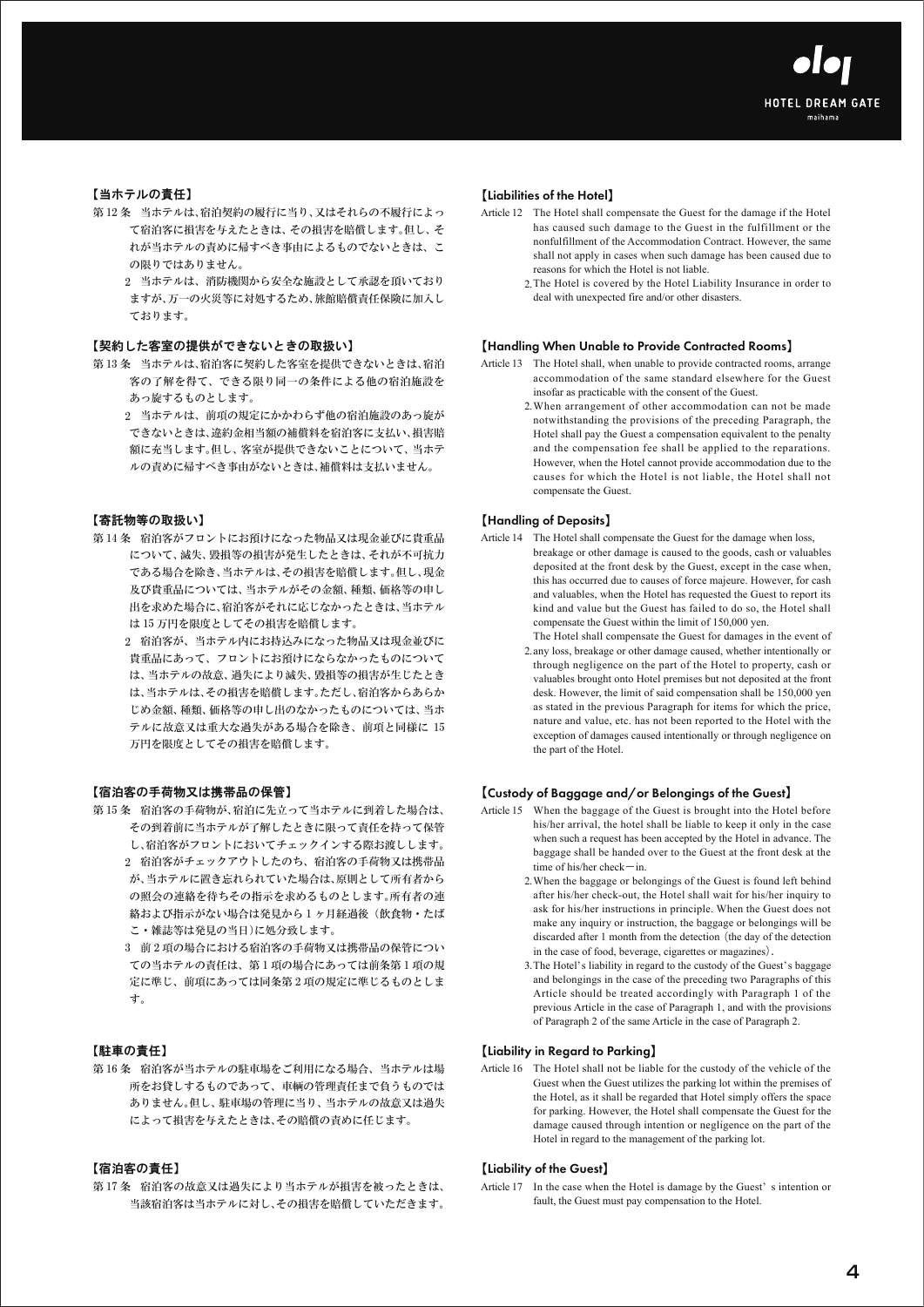## 【当ホテルの責任】

第12条　当ホテルは、宿泊契約の履行に当り、又はそれらの不履行によって宿泊客に損害を与えたときは、その損害を賠償します。但し、それが当ホテルの責めに帰すべき事由によるものでないときは、この限りではありません。

2　当ホテルは、消防機関から安全な施設として承認を頂いておりますが、万一の火災等に対処するため、旅館賠償責任保険に加入しております。

## 【契約した客室の提供ができないときの取扱い】

第13条　当ホテルは、宿泊客に契約した客室を提供できないときは、宿泊客の了解を得て、できる限り同一の条件による他の宿泊施設をあっ旋するものとします。

2　当ホテルは、前項の規定にかかわらず他の宿泊施設のあっ旋ができないときは、違約金相当額の補償料を宿泊客に支払い、損害賠額に充当します。但し、客室が提供できないことについて、当ホテルの責めに帰すべき事由がないときは、補償料は支払いません。

## 【寄託物等の取扱い】

第14条　宿泊客がフロントにお預けになった物品又は現金並びに貴重品について、滅失、毀損等の損害が発生したときは、それが不可抗力である場合を除き、当ホテルは、その損害を賠償します。但し、現金及び貴重品については、当ホテルがその金額、種類、価格等の申し出を求めた場合に、宿泊客がそれに応じなかったときは、当ホテルは15万円を限度としてその損害を賠償します。

2　宿泊客が、当ホテル内にお持込みになった物品又は現金並びに貴重品にあって、フロントにお預けにならなかったものについては、当ホテルの故意、過失により滅失、毀損等の損害が生じたときは、当ホテルは、その損害を賠償します。ただし、宿泊客からあらかじめ金額、種類、価格等の申し出のなかったものについては、当ホテルに故意又は重大な過失がある場合を除き、前項と同様に15万円を限度としてその損害を賠償します。

## 【宿泊客の手荷物又は携帯品の保管】

第15条　宿泊客の手荷物が、宿泊に先立って当ホテルに到着した場合は、その到着前に当ホテルが了解したときに限って責任を持って保管し、宿泊客がフロントにおいてチェックインする際お渡しします。

2　宿泊客がチェックアウトしたのち、宿泊客の手荷物又は携帯品が、当ホテルに置き忘れられていた場合は、原則として所有者からの照会の連絡を待ちその指示を求めるものとします。所有者の連絡および指示がない場合は発見から1ヶ月経過後（飲食物・たばこ・雑誌等は発見の当日）に処分致します。

3　前2項の場合における宿泊客の手荷物又は携帯品の保管についての当ホテルの責任は、第1項の場合にあっては前条第1項の規定に準じ、前項にあっては同条第2項の規定に準じるものとします。

## 【駐車の責任】

第16条　宿泊客が当ホテルの駐車場をご利用になる場合、当ホテルは場所をお貸しするものであって、車輌の管理責任まで負うものではありません。但し、駐車場の管理に当り、当ホテルの故意又は過失によって損害を与えたときは、その賠償の責めに任じます。

## 【宿泊客の責任】

第17条　宿泊客の故意又は過失により当ホテルが損害を被ったときは、当該宿泊客は当ホテルに対し、その損害を賠償していただきます。

## 【Liabilities of the Hotel】

Article 12　The Hotel shall compensate the Guest for the damage if the Hotel has caused such damage to the Guest in the fulfillment or the nonfulfillment of the Accommodation Contract. However, the same shall not apply in cases when such damage has been caused due to reasons for which the Hotel is not liable.

2. The Hotel is covered by the Hotel Liability Insurance in order to deal with unexpected fire and/or other disasters.

## 【Handling When Unable to Provide Contracted Rooms】

Article 13　The Hotel shall, when unable to provide contracted rooms, arrange accommodation of the same standard elsewhere for the Guest insofar as practicable with the consent of the Guest.

2. When arrangement of other accommodation can not be made notwithstanding the provisions of the preceding Paragraph, the Hotel shall pay the Guest a compensation equivalent to the penalty and the compensation fee shall be applied to the reparations. However, when the Hotel cannot provide accommodation due to the causes for which the Hotel is not liable, the Hotel shall not compensate the Guest.

## 【Handling of Deposits】

Article 14　The Hotel shall compensate the Guest for the damage when loss, breakage or other damage is caused to the goods, cash or valuables deposited at the front desk by the Guest, except in the case when, this has occurred due to causes of force majeure. However, for cash and valuables, when the Hotel has requested the Guest to report its kind and value but the Guest has failed to do so, the Hotel shall compensate the Guest within the limit of 150,000 yen.

2. The Hotel shall compensate the Guest for damages in the event of any loss, breakage or other damage caused, whether intentionally or through negligence on the part of the Hotel to property, cash or valuables brought onto Hotel premises but not deposited at the front desk. However, the limit of said compensation shall be 150,000 yen as stated in the previous Paragraph for items for which the price, nature and value, etc. has not been reported to the Hotel with the exception of damages caused intentionally or through negligence on the part of the Hotel.

## 【Custody of Baggage and/or Belongings of the Guest】

Article 15　When the baggage of the Guest is brought into the Hotel before his/her arrival, the hotel shall be liable to keep it only in the case when such a request has been accepted by the Hotel in advance. The baggage shall be handed over to the Guest at the front desk at the time of his/her check－in.

2. When the baggage or belongings of the Guest is found left behind after his/her check-out, the Hotel shall wait for his/her inquiry to ask for his/her instructions in principle. When the Guest does not make any inquiry or instruction, the baggage or belongings will be discarded after 1 month from the detection（the day of the detection in the case of food, beverage, cigarettes or magazines）.

3. The Hotel's liability in regard to the custody of the Guest's baggage and belongings in the case of the preceding two Paragraphs of this Article should be treated accordingly with Paragraph 1 of the previous Article in the case of Paragraph 1, and with the provisions of Paragraph 2 of the same Article in the case of Paragraph 2.

## 【Liability in Regard to Parking】

Article 16　The Hotel shall not be liable for the custody of the vehicle of the Guest when the Guest utilizes the parking lot within the premises of the Hotel, as it shall be regarded that Hotel simply offers the space for parking. However, the Hotel shall compensate the Guest for the damage caused through intention or negligence on the part of the Hotel in regard to the management of the parking lot.

## 【Liability of the Guest】

Article 17　In the case when the Hotel is damage by the Guest' s intention or fault, the Guest must pay compensation to the Hotel.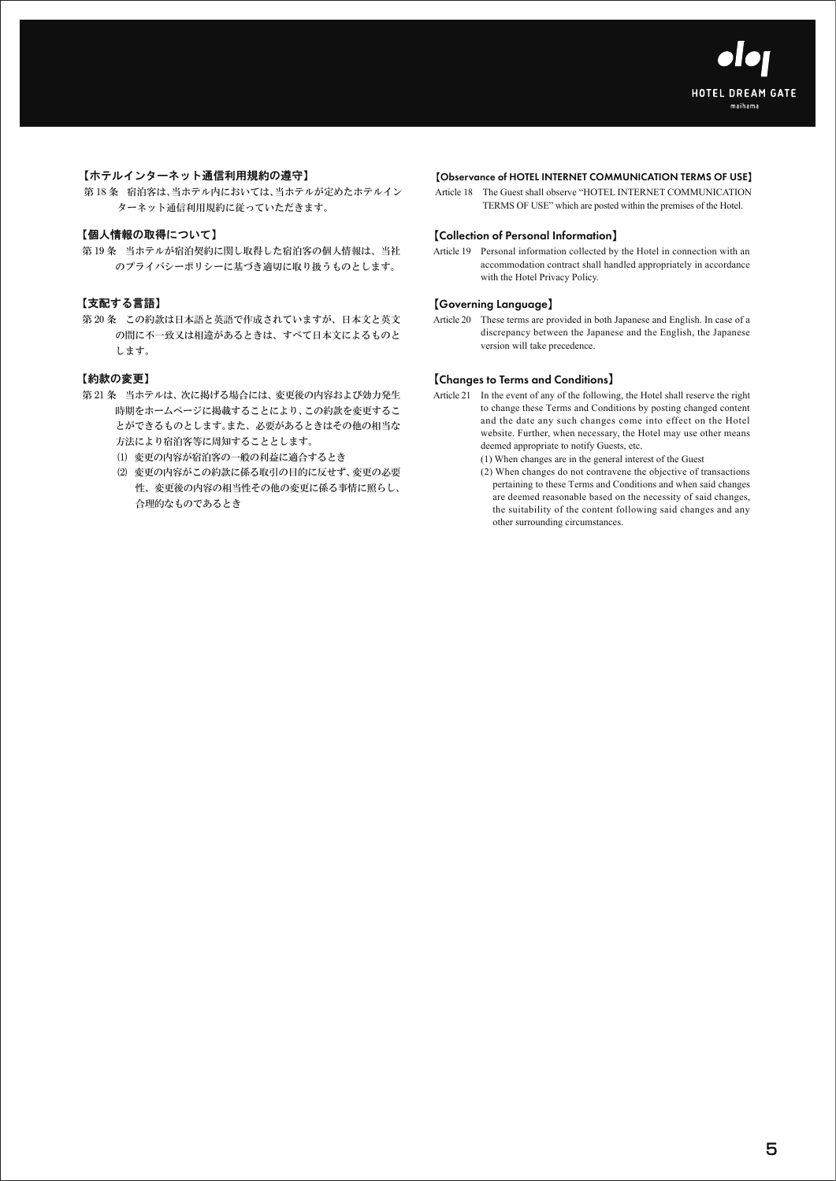【ホテルインターネット通信利用規約の遵守】

第18条　宿泊客は、当ホテル内においては、当ホテルが定めたホテルインターネット通信利用規約に従っていただきます。

【個人情報の取得について】

第19条　当ホテルが宿泊契約に関し取得した宿泊客の個人情報は、当社のプライバシーポリシーに基づき適切に取り扱うものとします。

【支配する言語】

第20条　この約款は日本語と英語で作成されていますが、日本文と英文の間に不一致又は相違があるときは、すべて日本文によるものとします。

【約款の変更】

第21条　当ホテルは、次に掲げる場合には、変更後の内容および効力発生時期をホームページに掲載することにより、この約款を変更することができるものとします。また、必要があるときはその他の相当な方法により宿泊客等に周知することとします。

⑴ 変更の内容が宿泊客の一般の利益に適合するとき

⑵ 変更の内容がこの約款に係る取引の目的に反せず、変更の必要性、変更後の内容の相当性その他の変更に係る事情に照らし、合理的なものであるとき

【Observance of HOTEL INTERNET COMMUNICATION TERMS OF USE】

Article 18　The Guest shall observe “HOTEL INTERNET COMMUNICATION TERMS OF USE” which are posted within the premises of the Hotel.

【Collection of Personal Information】

Article 19　Personal information collected by the Hotel in connection with an accommodation contract shall handled appropriately in accordance with the Hotel Privacy Policy.

【Governing Language】

Article 20　These terms are provided in both Japanese and English. In case of a discrepancy between the Japanese and the English, the Japanese version will take precedence.

【Changes to Terms and Conditions】

Article 21　In the event of any of the following, the Hotel shall reserve the right to change these Terms and Conditions by posting changed content and the date any such changes come into effect on the Hotel website. Further, when necessary, the Hotel may use other means deemed appropriate to notify Guests, etc.

(1) When changes are in the general interest of the Guest

(2) When changes do not contravene the objective of transactions pertaining to these Terms and Conditions and when said changes are deemed reasonable based on the necessity of said changes, the suitability of the content following said changes and any other surrounding circumstances.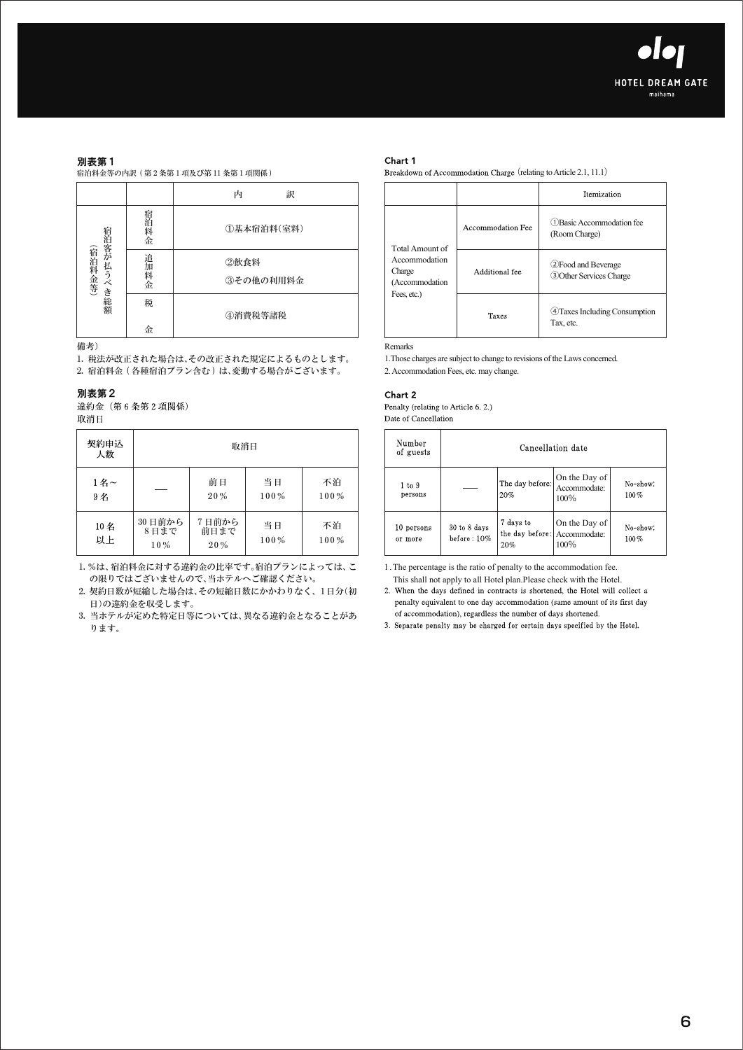## 別表第１

宿泊料金等の内訳（第２条第１項及び第11条第１項関係）

| | | 内　　　訳 |
|---|---|---|
| 宿泊客が払うべき総額（宿泊料金等） | 宿泊料金 | ①基本宿泊料(室料) |
| | 追加料金 | ②飲食料<br>③その他の利用料金 |
| | 税金 | ④消費税等諸税 |

備考）

1. 税法が改正された場合は、その改正された規定によるものとします。
2. 宿泊料金（各種宿泊プラン含む）は、変動する場合がございます。

## 別表第２

違約金（第６条第２項関係）

取消日

| 契約申込人数 | 取消日 | | | |
|---|---|---|---|---|
| １名～９名 | ― | 前日<br>20% | 当日<br>100% | 不泊<br>100% |
| 10名以上 | 30日前から８日まで<br>10% | ７日前から前日まで<br>20% | 当日<br>100% | 不泊<br>100% |

1. %は、宿泊料金に対する違約金の比率です。宿泊プランによっては、この限りではございませんので、当ホテルへご確認ください。
2. 契約日数が短縮した場合は、その短縮日数にかかわりなく、１日分(初日)の違約金を収受します。
3. 当ホテルが定めた特定日等については、異なる違約金となることがあります。

## Chart 1

Breakdown of Accommodation Charge (relating to Article 2.1, 11.1)

| | | Itemization |
|---|---|---|
| Total Amount of Accommodation Charge (Accommodation Fees, etc.) | Accommodation Fee | ①Basic Accommodation fee (Room Charge) |
| | Additional fee | ②Food and Beverage<br>③Other Services Charge |
| | Taxes | ④Taxes Including Consumption Tax, etc. |

Remarks

1.Those charges are subject to change to revisions of the Laws concerned.

2. Accommodation Fees, etc. may change.

## Chart 2

Penalty (relating to Article 6. 2.)

Date of Cancellation

| Number of guests | Cancellation date | | | |
|---|---|---|---|---|
| 1 to 9 persons | ― | The day before: 20% | On the Day of Accommodate: 100% | No-show: 100% |
| 10 persons or more | 30 to 8 days before : 10% | 7 days to the day before: 20% | On the Day of Accommodate: 100% | No-show: 100% |

1. The percentage is the ratio of penalty to the accommodation fee. This shall not apply to all Hotel plan.Please check with the Hotel.
2. When the days defined in contracts is shortened, the Hotel will collect a penalty equivalent to one day accommodation (same amount of its first day of accommodation), regardless the number of days shortened.
3. Separate penalty may be charged for certain days specified by the Hotel.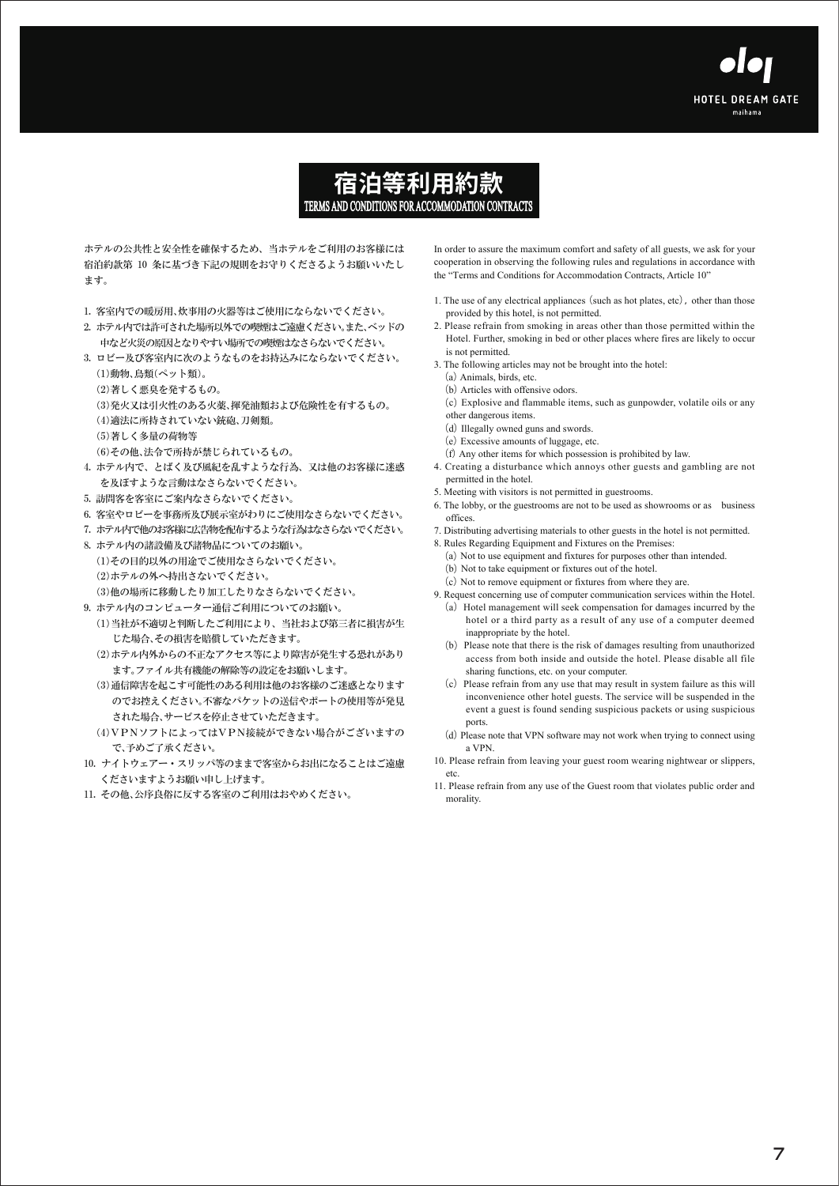HOTEL DREAM GATE
maihama

# 宿泊等利用約款
## TERMS AND CONDITIONS FOR ACCOMMODATION CONTRACTS

ホテルの公共性と安全性を確保するため、当ホテルをご利用のお客様には宿泊約款第 10 条に基づき下記の規則をお守りくださるようお願いいたします。

1. 客室内での暖房用、炊事用の火器等はご使用にならないでください。
2. ホテル内では許可された場所以外での喫煙はご遠慮ください。また、ベッドの中など火災の原因となりやすい場所での喫煙はなさらないでください。
3. ロビー及び客室内に次のようなものをお持込みにならないでください。
   (1)動物、鳥類(ペット類)。
   (2)著しく悪臭を発するもの。
   (3)発火又は引火性のある火薬、揮発油類および危険性を有するもの。
   (4)適法に所持されていない銃砲、刀剣類。
   (5)著しく多量の荷物等
   (6)その他、法令で所持が禁じられているもの。
4. ホテル内で、とばく及び風紀を乱すような行為、又は他のお客様に迷惑を及ぼすような言動はなさらないでください。
5. 訪問客を客室にご案内なさらないでください。
6. 客室やロビーを事務所及び展示室がわりにご使用なさらないでください。
7. ホテル内で他のお客様に広告物を配布するような行為はなさらないでください。
8. ホテル内の諸設備及び諸物品についてのお願い。
   (1)その目的以外の用途でご使用なさらないでください。
   (2)ホテルの外へ持出さないでください。
   (3)他の場所に移動したり加工したりなさらないでください。
9. ホテル内のコンピューター通信ご利用についてのお願い。
   (1)当社が不適切と判断したご利用により、当社および第三者に損害が生じた場合、その損害を賠償していただきます。
   (2)ホテル内外からの不正なアクセス等により障害が発生する恐れがあります。ファイル共有機能の解除等の設定をお願いします。
   (3)通信障害を起こす可能性のある利用は他のお客様のご迷惑となりますのでお控えください。不審なパケットの送信やポートの使用等が発見された場合、サービスを停止させていただきます。
   (4)VPNソフトによってはVPN接続ができない場合がございますので、予めご了承ください。
10. ナイトウェアー・スリッパ等のままで客室からお出になることはご遠慮くださいますようお願い申し上げます。
11. その他、公序良俗に反する客室のご利用はおやめください。

In order to assure the maximum comfort and safety of all guests, we ask for your cooperation in observing the following rules and regulations in accordance with the "Terms and Conditions for Accommodation Contracts, Article 10"

1. The use of any electrical appliances (such as hot plates, etc), other than those provided by this hotel, is not permitted.
2. Please refrain from smoking in areas other than those permitted within the Hotel. Further, smoking in bed or other places where fires are likely to occur is not permitted.
3. The following articles may not be brought into the hotel:
   (a) Animals, birds, etc.
   (b) Articles with offensive odors.
   (c) Explosive and flammable items, such as gunpowder, volatile oils or any other dangerous items.
   (d) Illegally owned guns and swords.
   (e) Excessive amounts of luggage, etc.
   (f) Any other items for which possession is prohibited by law.
4. Creating a disturbance which annoys other guests and gambling are not permitted in the hotel.
5. Meeting with visitors is not permitted in guestrooms.
6. The lobby, or the guestrooms are not to be used as showrooms or as business offices.
7. Distributing advertising materials to other guests in the hotel is not permitted.
8. Rules Regarding Equipment and Fixtures on the Premises:
   (a) Not to use equipment and fixtures for purposes other than intended.
   (b) Not to take equipment or fixtures out of the hotel.
   (c) Not to remove equipment or fixtures from where they are.
9. Request concerning use of computer communication services within the Hotel.
   (a) Hotel management will seek compensation for damages incurred by the hotel or a third party as a result of any use of a computer deemed inappropriate by the hotel.
   (b) Please note that there is the risk of damages resulting from unauthorized access from both inside and outside the hotel. Please disable all file sharing functions, etc. on your computer.
   (c) Please refrain from any use that may result in system failure as this will inconvenience other hotel guests. The service will be suspended in the event a guest is found sending suspicious packets or using suspicious ports.
   (d) Please note that VPN software may not work when trying to connect using a VPN.
10. Please refrain from leaving your guest room wearing nightwear or slippers, etc.
11. Please refrain from any use of the Guest room that violates public order and morality.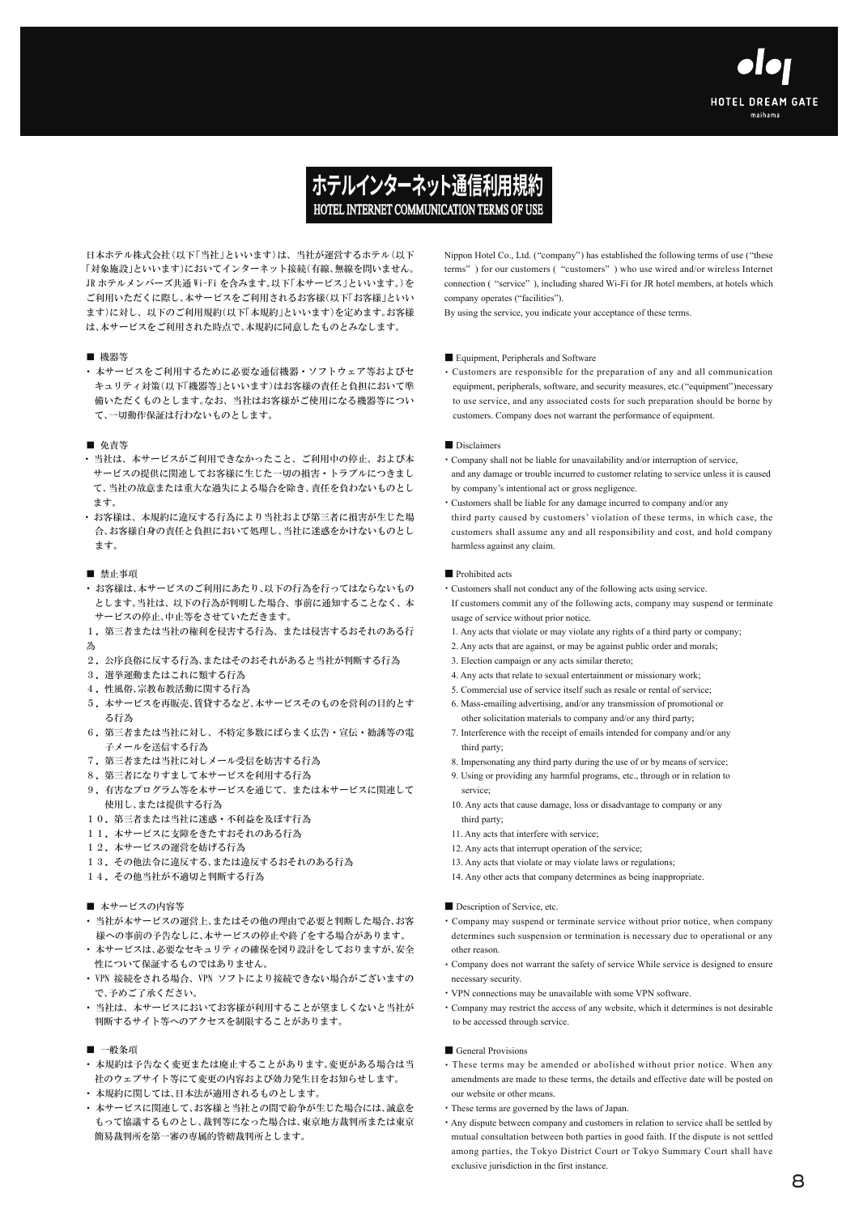HOTEL DREAM GATE
maihama

# ホテルインターネット通信利用規約
## HOTEL INTERNET COMMUNICATION TERMS OF USE

日本ホテル株式会社(以下「当社」といいます)は、当社が運営するホテル(以下「対象施設」といいます)においてインターネット接続(有線、無線を問いません。JR ホテルメンバーズ共通 Wi-Fi を含みます。以下「本サービス」といいます。)をご利用いただくに際し、本サービスをご利用されるお客様(以下「お客様」といいます)に対し、以下のご利用規約(以下「本規約」といいます)を定めます。お客様は、本サービスをご利用された時点で、本規約に同意したものとみなします。

■ 機器等

・ 本サービスをご利用するために必要な通信機器・ソフトウェア等およびセキュリティ対策(以下「機器等」といいます)はお客様の責任と負担において準備いただくものとします。なお、当社はお客様がご使用になる機器等について、一切動作保証は行わないものとします。

■ 免責等

・ 当社は、本サービスがご利用できなかったこと、ご利用中の停止、および本サービスの提供に関連してお客様に生じた一切の損害・トラブルにつきまして、当社の故意または重大な過失による場合を除き、責任を負わないものとします。
・ お客様は、本規約に違反する行為により当社および第三者に損害が生じた場合、お客様自身の責任と負担において処理し、当社に迷惑をかけないものとします。

■ 禁止事項

・ お客様は、本サービスのご利用にあたり、以下の行為を行ってはならないものとします。当社は、以下の行為が判明した場合、事前に通知することなく、本サービスの停止、中止等をさせていただきます。

１．第三者または当社の権利を侵害する行為、または侵害するおそれのある行為
２．公序良俗に反する行為、またはそのおそれがあると当社が判断する行為
３．選挙運動またはこれに類する行為
４．性風俗、宗教布教活動に関する行為
５．本サービスを再販売、賃貸するなど、本サービスそのものを営利の目的とする行為
６．第三者または当社に対し、不特定多数にばらまく広告・宣伝・勧誘等の電子メールを送信する行為
７．第三者または当社に対しメール受信を妨害する行為
８．第三者になりすまして本サービスを利用する行為
９．有害なプログラム等を本サービスを通じて、または本サービスに関連して使用し、または提供する行為
１０．第三者または当社に迷惑・不利益を及ぼす行為
１１．本サービスに支障をきたすおそれのある行為
１２．本サービスの運営を妨げる行為
１３．その他法令に違反する、または違反するおそれのある行為
１４．その他当社が不適切と判断する行為

■ 本サービスの内容等

・ 当社が本サービスの運営上、またはその他の理由で必要と判断した場合、お客様への事前の予告なしに、本サービスの停止や終了をする場合があります。
・ 本サービスは、必要なセキュリティの確保を図り設計をしておりますが、安全性について保証するものではありません。
・ VPN 接続をされる場合、VPN ソフトにより接続できない場合がございますので、予めご了承ください。
・ 当社は、本サービスにおいてお客様が利用することが望ましくないと当社が判断するサイト等へのアクセスを制限することがあります。

■ 一般条項

・ 本規約は予告なく変更または廃止することがあります。変更がある場合は当社のウェブサイト等にて変更の内容および効力発生日をお知らせします。
・ 本規約に関しては、日本法が適用されるものとします。
・ 本サービスに関連して、お客様と当社との間で紛争が生じた場合には、誠意をもって協議するものとし、裁判等になった場合は、東京地方裁判所または東京簡易裁判所を第一審の専属的管轄裁判所とします。

Nippon Hotel Co., Ltd. ("company") has established the following terms of use ("these terms") for our customers ("customers") who use wired and/or wireless Internet connection ("service"), including shared Wi-Fi for JR hotel members, at hotels which company operates ("facilities").
By using the service, you indicate your acceptance of these terms.

■ Equipment, Peripherals and Software

・Customers are responsible for the preparation of any and all communication equipment, peripherals, software, and security measures, etc.("equipment")necessary to use service, and any associated costs for such preparation should be borne by customers. Company does not warrant the performance of equipment.

■ Disclaimers

・Company shall not be liable for unavailability and/or interruption of service, and any damage or trouble incurred to customer relating to service unless it is caused by company's intentional act or gross negligence.
・Customers shall be liable for any damage incurred to company and/or any third party caused by customers' violation of these terms, in which case, the customers shall assume any and all responsibility and cost, and hold company harmless against any claim.

■ Prohibited acts

・Customers shall not conduct any of the following acts using service.
If customers commit any of the following acts, company may suspend or terminate usage of service without prior notice.

1. Any acts that violate or may violate any rights of a third party or company;
2. Any acts that are against, or may be against public order and morals;
3. Election campaign or any acts similar thereto;
4. Any acts that relate to sexual entertainment or missionary work;
5. Commercial use of service itself such as resale or rental of service;
6. Mass-emailing advertising, and/or any transmission of promotional or other solicitation materials to company and/or any third party;
7. Interference with the receipt of emails intended for company and/or any third party;
8. Impersonating any third party during the use of or by means of service;
9. Using or providing any harmful programs, etc., through or in relation to service;
10. Any acts that cause damage, loss or disadvantage to company or any third party;
11. Any acts that interfere with service;
12. Any acts that interrupt operation of the service;
13. Any acts that violate or may violate laws or regulations;
14. Any other acts that company determines as being inappropriate.

■ Description of Service, etc.

・Company may suspend or terminate service without prior notice, when company determines such suspension or termination is necessary due to operational or any other reason.
・Company does not warrant the safety of service While service is designed to ensure necessary security.
・VPN connections may be unavailable with some VPN software.
・Company may restrict the access of any website, which it determines is not desirable to be accessed through service.

■ General Provisions

・These terms may be amended or abolished without prior notice. When any amendments are made to these terms, the details and effective date will be posted on our website or other means.
・These terms are governed by the laws of Japan.
・Any dispute between company and customers in relation to service shall be settled by mutual consultation between both parties in good faith. If the dispute is not settled among parties, the Tokyo District Court or Tokyo Summary Court shall have exclusive jurisdiction in the first instance.